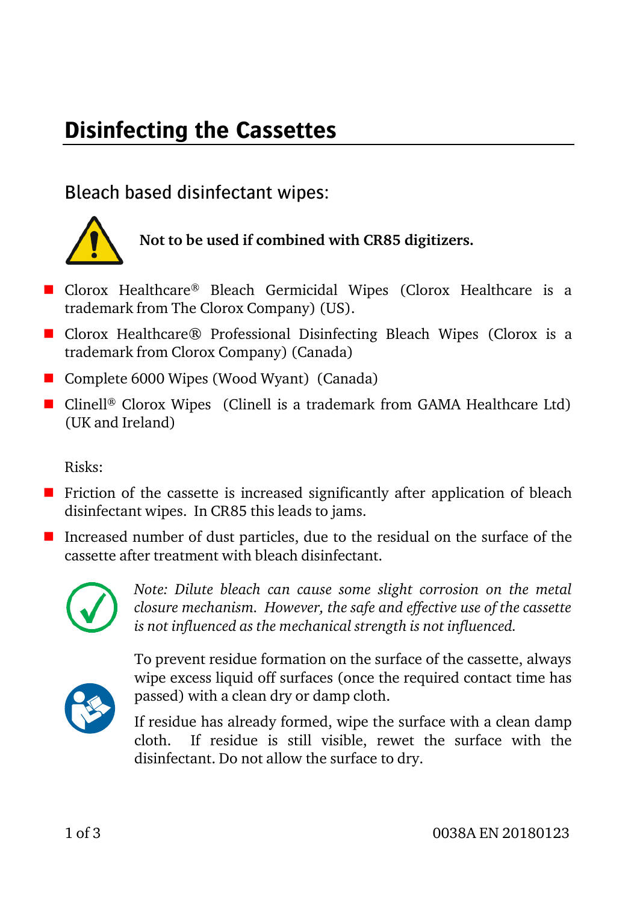# Disinfecting the Cassettes

## Bleach based disinfectant wipes:

**Not to be used if combined with CR85 digitizers.**

- Clorox Healthcare® Bleach Germicidal Wipes (Clorox Healthcare is a trademark from The Clorox Company) (US).
- Clorox Healthcare® Professional Disinfecting Bleach Wipes (Clorox is a trademark from Clorox Company) (Canada)
- Complete 6000 Wipes (Wood Wyant) (Canada)
- Clinell® Clorox Wipes (Clinell is a trademark from GAMA Healthcare Ltd) (UK and Ireland)

Risks:

- Friction of the cassette is increased significantly after application of bleach disinfectant wipes. In CR85 this leads to jams.
- Increased number of dust particles, due to the residual on the surface of the cassette after treatment with bleach disinfectant.

*Note: Dilute bleach can cause some slight corrosion on the metal closure mechanism. However, the safe and effective use of the cassette is not influenced as the mechanical strength is not influenced.*

To prevent residue formation on the surface of the cassette, always wipe excess liquid off surfaces (once the required contact time has passed) with a clean dry or damp cloth.

If residue has already formed, wipe the surface with a clean damp cloth. If residue is still visible, rewet the surface with the disinfectant. Do not allow the surface to dry.

0038A EN 20180123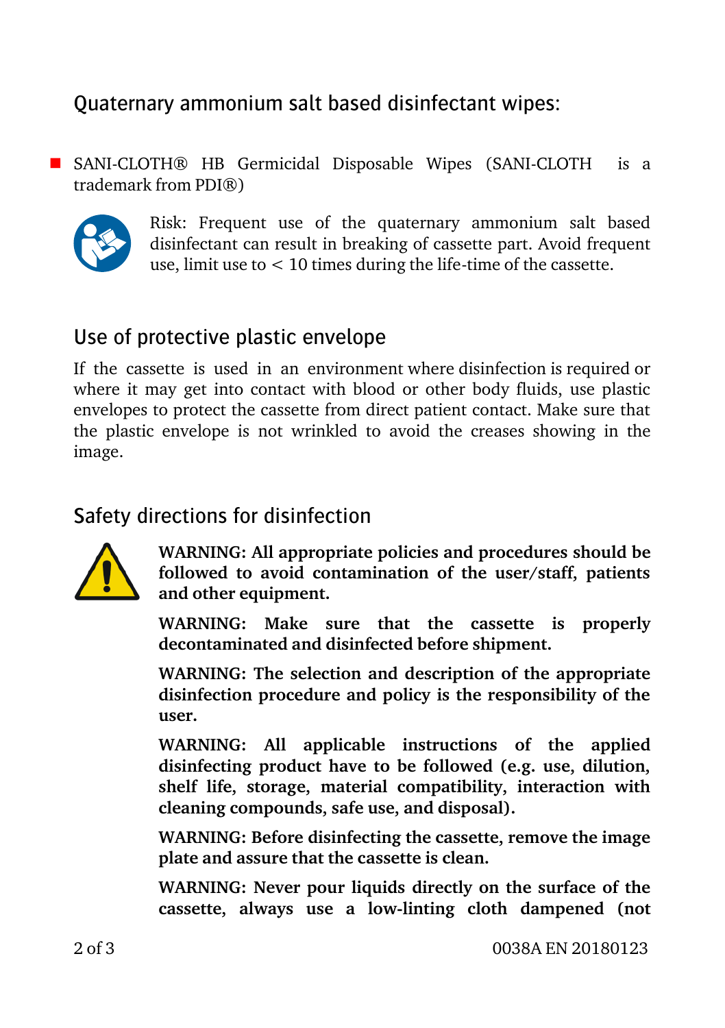## Quaternary ammonium salt based disinfectant wipes:

- SANI-CLOTH® HB Germicidal Disposable Wipes (SANI-CLOTH is a trademark from PDI®)

Risk: Frequent use of the quaternary ammonium salt based disinfectant can result in breaking of cassette part. Avoid frequent use, limit use to < 10 times during the life-time of the cassette.

## Use of protective plastic envelope

If the cassette is used in an environment where disinfection is required or where it may get into contact with blood or other body fluids, use plastic envelopes to protect the cassette from direct patient contact. Make sure that the plastic envelope is not wrinkled to avoid the creases showing in the image.

## Safety directions for disinfection

**WARNING: All appropriate policies and procedures should be followed to avoid contamination of the user/staff, patients and other equipment.**

**WARNING: Make sure that the cassette is properly decontaminated and disinfected before shipment.**

**WARNING: The selection and description of the appropriate disinfection procedure and policy is the responsibility of the user.**

**WARNING: All applicable instructions of the applied disinfecting product have to be followed (e.g. use, dilution, shelf life, storage, material compatibility, interaction with cleaning compounds, safe use, and disposal).**

**WARNING: Before disinfecting the cassette, remove the image plate and assure that the cassette is clean.**

**WARNING: Never pour liquids directly on the surface of the cassette, always use a low-linting cloth dampened (not**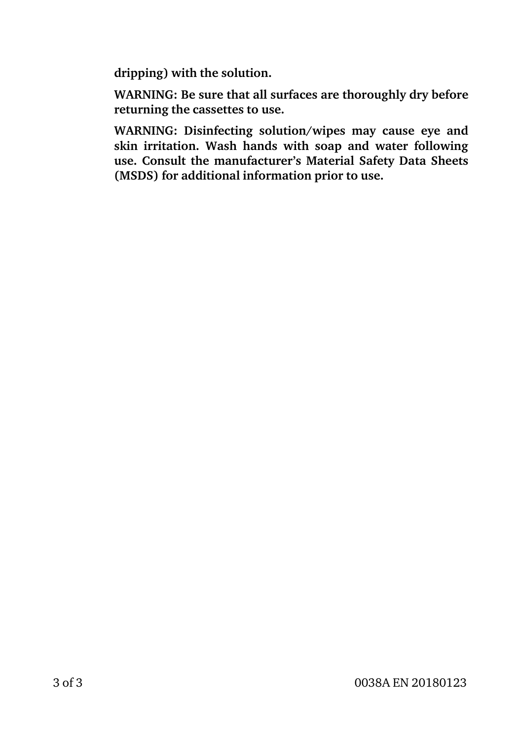**dripping) with the solution.**

**WARNING: Be sure that all surfaces are thoroughly dry before returning the cassettes to use.**

**WARNING: Disinfecting solution/wipes may cause eye and skin irritation. Wash hands with soap and water following use. Consult the manufacturer's Material Safety Data Sheets (MSDS) for additional information prior to use.**